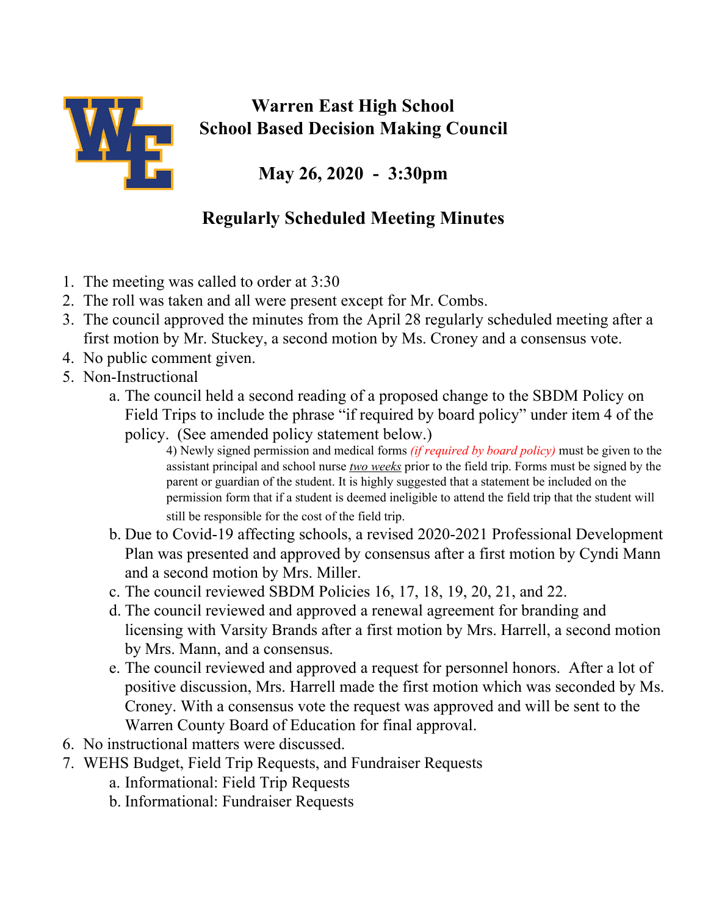# Warren East High School
# School Based Decision Making Council

## May 26, 2020 - 3:30pm

## Regularly Scheduled Meeting Minutes

1. The meeting was called to order at 3:30
2. The roll was taken and all were present except for Mr. Combs.
3. The council approved the minutes from the April 28 regularly scheduled meeting after a first motion by Mr. Stuckey, a second motion by Ms. Croney and a consensus vote.
4. No public comment given.
5. Non-Instructional
   a. The council held a second reading of a proposed change to the SBDM Policy on Field Trips to include the phrase "if required by board policy" under item 4 of the policy. (See amended policy statement below.)

      4) Newly signed permission and medical forms *(if required by board policy)* must be given to the assistant principal and school nurse *two weeks* prior to the field trip. Forms must be signed by the parent or guardian of the student. It is highly suggested that a statement be included on the permission form that if a student is deemed ineligible to attend the field trip that the student will still be responsible for the cost of the field trip.

   b. Due to Covid-19 affecting schools, a revised 2020-2021 Professional Development Plan was presented and approved by consensus after a first motion by Cyndi Mann and a second motion by Mrs. Miller.
   c. The council reviewed SBDM Policies 16, 17, 18, 19, 20, 21, and 22.
   d. The council reviewed and approved a renewal agreement for branding and licensing with Varsity Brands after a first motion by Mrs. Harrell, a second motion by Mrs. Mann, and a consensus.
   e. The council reviewed and approved a request for personnel honors. After a lot of positive discussion, Mrs. Harrell made the first motion which was seconded by Ms. Croney. With a consensus vote the request was approved and will be sent to the Warren County Board of Education for final approval.
6. No instructional matters were discussed.
7. WEHS Budget, Field Trip Requests, and Fundraiser Requests
   a. Informational: Field Trip Requests
   b. Informational: Fundraiser Requests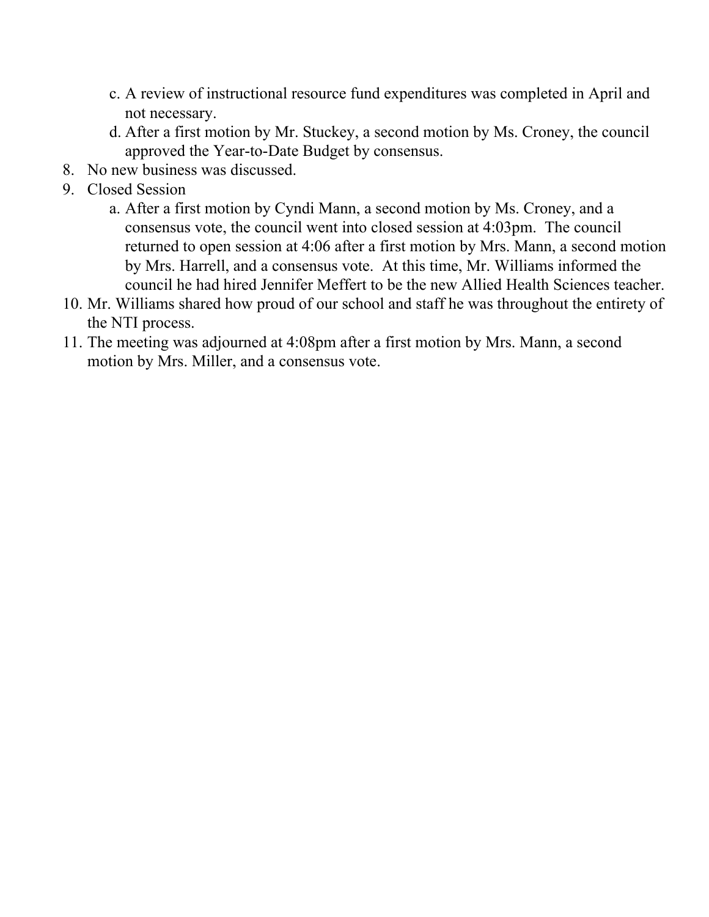c. A review of instructional resource fund expenditures was completed in April and not necessary.
   d. After a first motion by Mr. Stuckey, a second motion by Ms. Croney, the council approved the Year-to-Date Budget by consensus.

8. No new business was discussed.
9. Closed Session
   a. After a first motion by Cyndi Mann, a second motion by Ms. Croney, and a consensus vote, the council went into closed session at 4:03pm. The council returned to open session at 4:06 after a first motion by Mrs. Mann, a second motion by Mrs. Harrell, and a consensus vote. At this time, Mr. Williams informed the council he had hired Jennifer Meffert to be the new Allied Health Sciences teacher.
10. Mr. Williams shared how proud of our school and staff he was throughout the entirety of the NTI process.
11. The meeting was adjourned at 4:08pm after a first motion by Mrs. Mann, a second motion by Mrs. Miller, and a consensus vote.